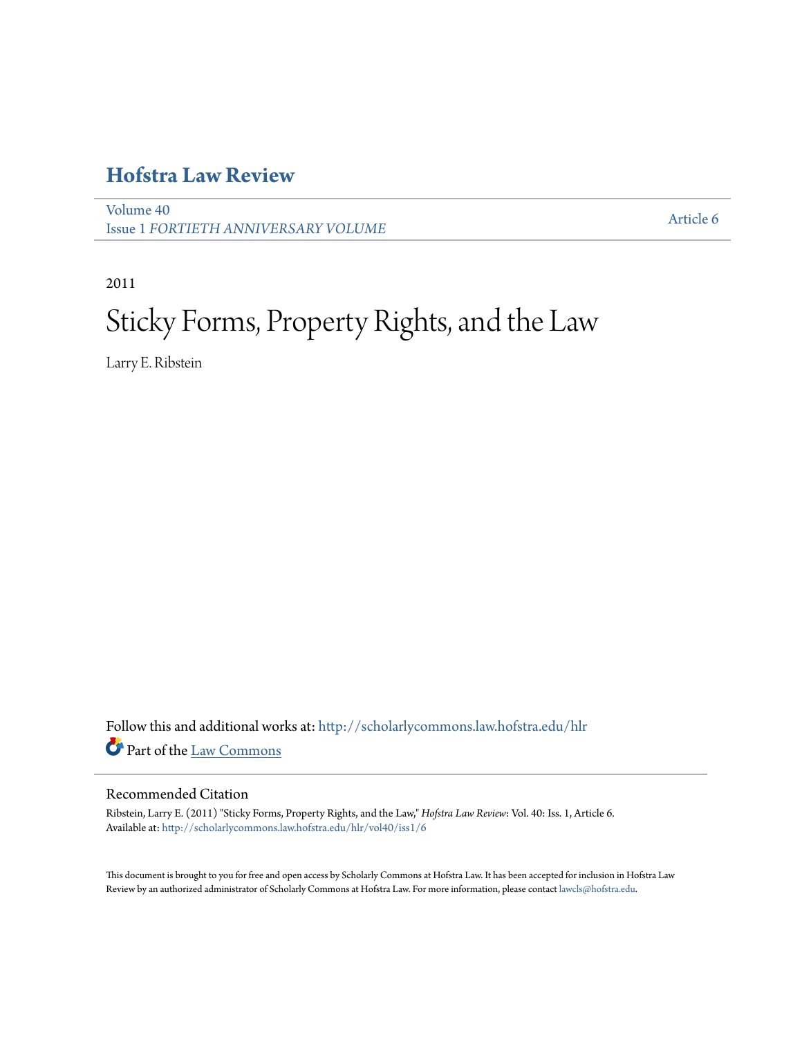# Hofstra Law Review

Volume 40
Issue 1 *FORTIETH ANNIVERSARY VOLUME*

Article 6

2011

# Sticky Forms, Property Rights, and the Law

Larry E. Ribstein

Follow this and additional works at: http://scholarlycommons.law.hofstra.edu/hlr

Part of the Law Commons

## Recommended Citation

Ribstein, Larry E. (2011) "Sticky Forms, Property Rights, and the Law," *Hofstra Law Review*: Vol. 40: Iss. 1, Article 6.
Available at: http://scholarlycommons.law.hofstra.edu/hlr/vol40/iss1/6

This document is brought to you for free and open access by Scholarly Commons at Hofstra Law. It has been accepted for inclusion in Hofstra Law Review by an authorized administrator of Scholarly Commons at Hofstra Law. For more information, please contact lawcls@hofstra.edu.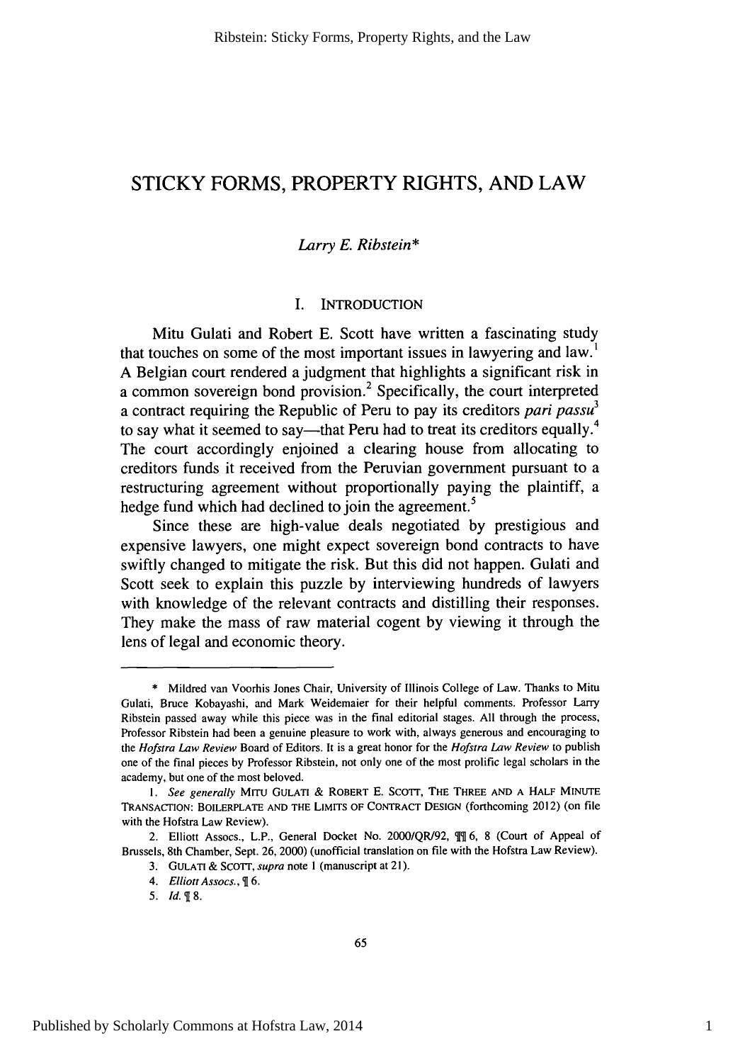# STICKY FORMS, PROPERTY RIGHTS, AND LAW

*Larry E. Ribstein**

## I. INTRODUCTION

Mitu Gulati and Robert E. Scott have written a fascinating study that touches on some of the most important issues in lawyering and law.[1] A Belgian court rendered a judgment that highlights a significant risk in a common sovereign bond provision.[2] Specifically, the court interpreted a contract requiring the Republic of Peru to pay its creditors *pari passu*[3] to say what it seemed to say—that Peru had to treat its creditors equally.[4] The court accordingly enjoined a clearing house from allocating to creditors funds it received from the Peruvian government pursuant to a restructuring agreement without proportionally paying the plaintiff, a hedge fund which had declined to join the agreement.[5]

Since these are high-value deals negotiated by prestigious and expensive lawyers, one might expect sovereign bond contracts to have swiftly changed to mitigate the risk. But this did not happen. Gulati and Scott seek to explain this puzzle by interviewing hundreds of lawyers with knowledge of the relevant contracts and distilling their responses. They make the mass of raw material cogent by viewing it through the lens of legal and economic theory.

---

\* Mildred van Voorhis Jones Chair, University of Illinois College of Law. Thanks to Mitu Gulati, Bruce Kobayashi, and Mark Weidemaier for their helpful comments. Professor Larry Ribstein passed away while this piece was in the final editorial stages. All through the process, Professor Ribstein had been a genuine pleasure to work with, always generous and encouraging to the *Hofstra Law Review* Board of Editors. It is a great honor for the *Hofstra Law Review* to publish one of the final pieces by Professor Ribstein, not only one of the most prolific legal scholars in the academy, but one of the most beloved.

1. *See generally* MITU GULATI & ROBERT E. SCOTT, THE THREE AND A HALF MINUTE TRANSACTION: BOILERPLATE AND THE LIMITS OF CONTRACT DESIGN (forthcoming 2012) (on file with the Hofstra Law Review).

2. Elliott Assocs., L.P., General Docket No. 2000/QR/92, ¶¶ 6, 8 (Court of Appeal of Brussels, 8th Chamber, Sept. 26, 2000) (unofficial translation on file with the Hofstra Law Review).

3. GULATI & SCOTT, *supra* note 1 (manuscript at 21).

4. *Elliott Assocs.*, ¶ 6.

5. *Id.* ¶ 8.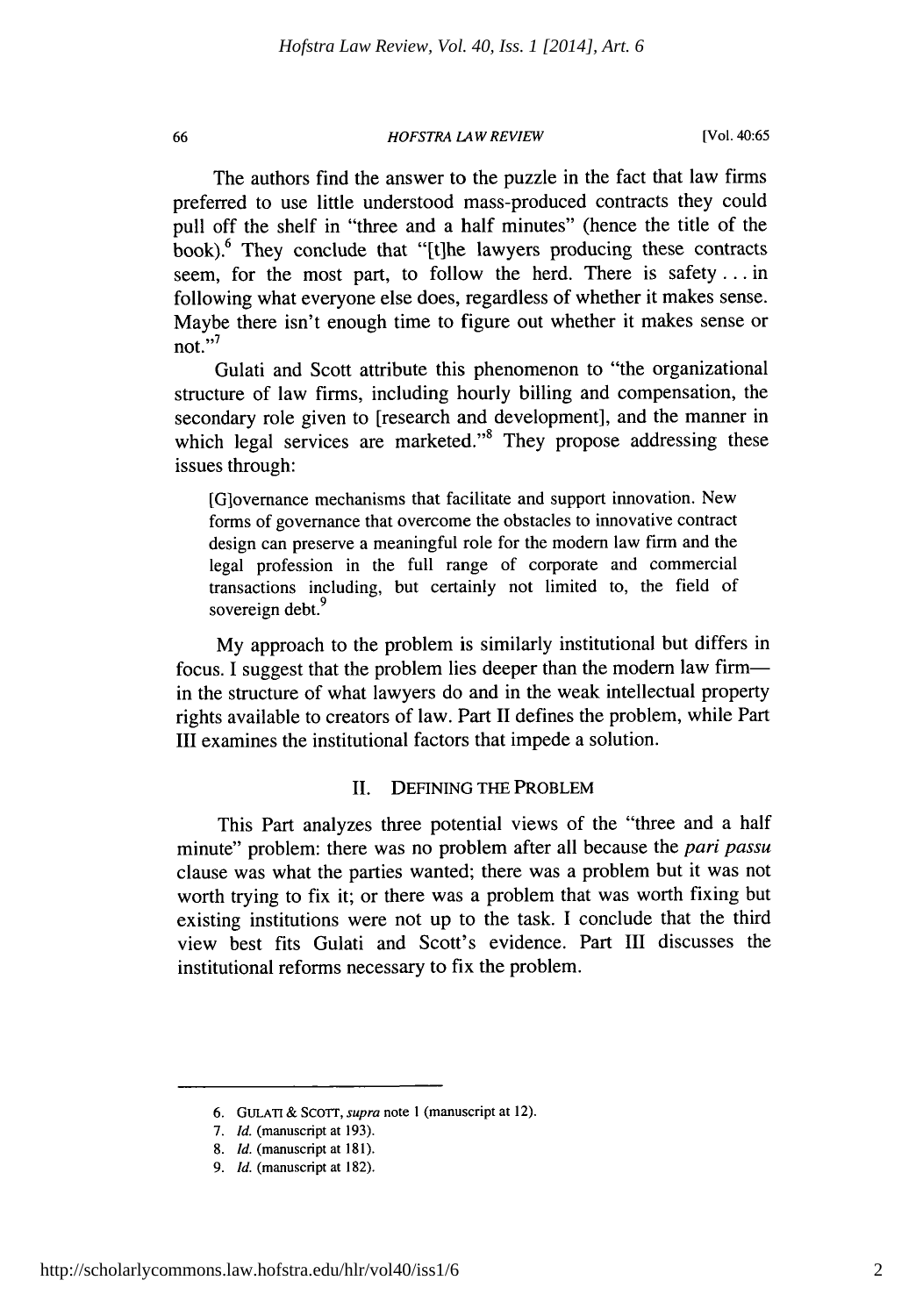The authors find the answer to the puzzle in the fact that law firms preferred to use little understood mass-produced contracts they could pull off the shelf in "three and a half minutes" (hence the title of the book).[6] They conclude that "[t]he lawyers producing these contracts seem, for the most part, to follow the herd. There is safety . . . in following what everyone else does, regardless of whether it makes sense. Maybe there isn't enough time to figure out whether it makes sense or not."[7]

Gulati and Scott attribute this phenomenon to "the organizational structure of law firms, including hourly billing and compensation, the secondary role given to [research and development], and the manner in which legal services are marketed."[8] They propose addressing these issues through:

> [G]overnance mechanisms that facilitate and support innovation. New forms of governance that overcome the obstacles to innovative contract design can preserve a meaningful role for the modern law firm and the legal profession in the full range of corporate and commercial transactions including, but certainly not limited to, the field of sovereign debt.[9]

My approach to the problem is similarly institutional but differs in focus. I suggest that the problem lies deeper than the modern law firm—in the structure of what lawyers do and in the weak intellectual property rights available to creators of law. Part II defines the problem, while Part III examines the institutional factors that impede a solution.

## II. DEFINING THE PROBLEM

This Part analyzes three potential views of the "three and a half minute" problem: there was no problem after all because the *pari passu* clause was what the parties wanted; there was a problem but it was not worth trying to fix it; or there was a problem that was worth fixing but existing institutions were not up to the task. I conclude that the third view best fits Gulati and Scott's evidence. Part III discusses the institutional reforms necessary to fix the problem.

---

6. GULATI & SCOTT, *supra* note 1 (manuscript at 12).

7. *Id.* (manuscript at 193).

8. *Id.* (manuscript at 181).

9. *Id.* (manuscript at 182).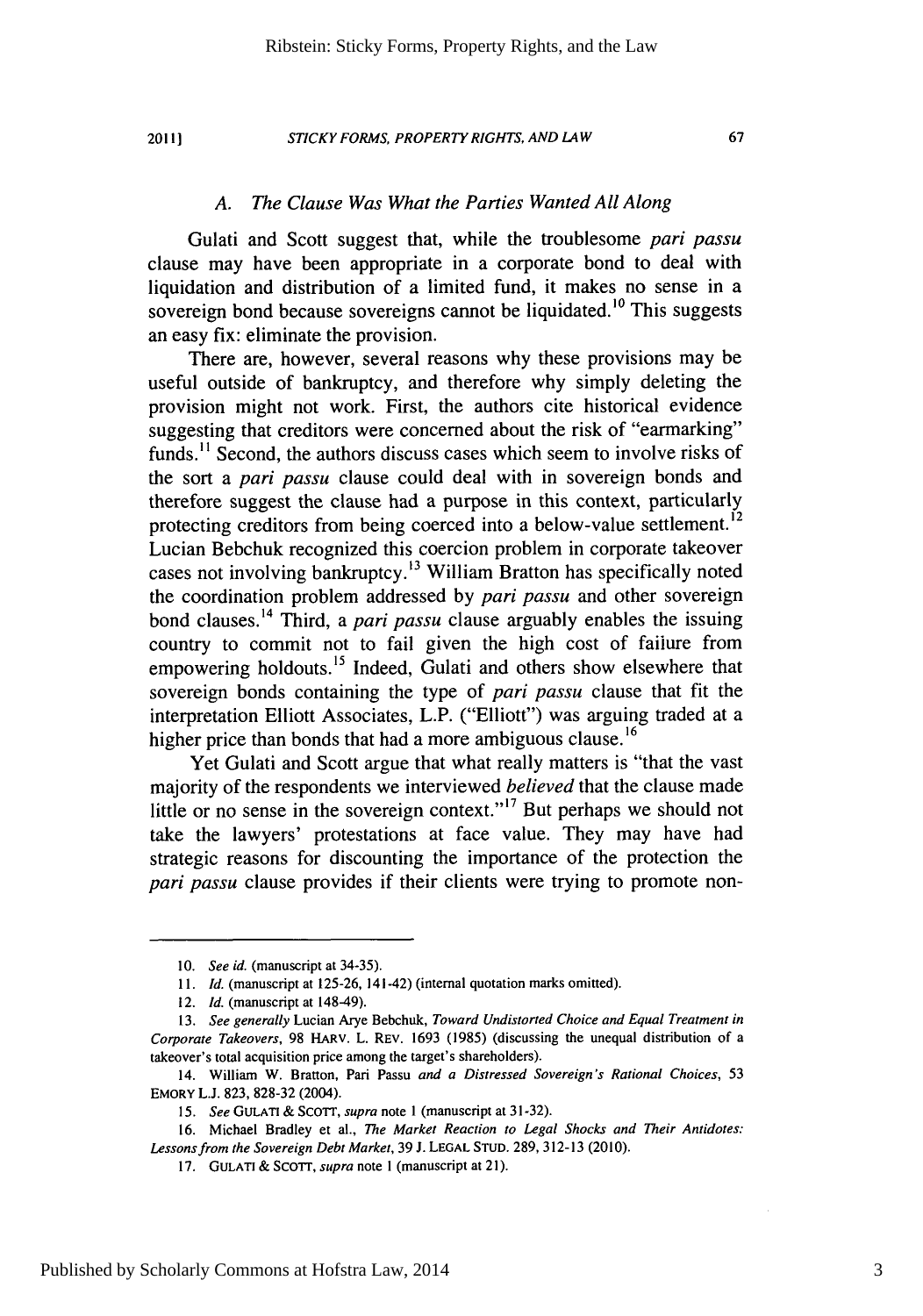### A. The Clause Was What the Parties Wanted All Along

Gulati and Scott suggest that, while the troublesome *pari passu* clause may have been appropriate in a corporate bond to deal with liquidation and distribution of a limited fund, it makes no sense in a sovereign bond because sovereigns cannot be liquidated.[10] This suggests an easy fix: eliminate the provision.

There are, however, several reasons why these provisions may be useful outside of bankruptcy, and therefore why simply deleting the provision might not work. First, the authors cite historical evidence suggesting that creditors were concerned about the risk of "earmarking" funds.[11] Second, the authors discuss cases which seem to involve risks of the sort a *pari passu* clause could deal with in sovereign bonds and therefore suggest the clause had a purpose in this context, particularly protecting creditors from being coerced into a below-value settlement.[12] Lucian Bebchuk recognized this coercion problem in corporate takeover cases not involving bankruptcy.[13] William Bratton has specifically noted the coordination problem addressed by *pari passu* and other sovereign bond clauses.[14] Third, a *pari passu* clause arguably enables the issuing country to commit not to fail given the high cost of failure from empowering holdouts.[15] Indeed, Gulati and others show elsewhere that sovereign bonds containing the type of *pari passu* clause that fit the interpretation Elliott Associates, L.P. ("Elliott") was arguing traded at a higher price than bonds that had a more ambiguous clause.[16]

Yet Gulati and Scott argue that what really matters is "that the vast majority of the respondents we interviewed *believed* that the clause made little or no sense in the sovereign context."[17] But perhaps we should not take the lawyers' protestations at face value. They may have had strategic reasons for discounting the importance of the protection the *pari passu* clause provides if their clients were trying to promote non-

---

10. *See id.* (manuscript at 34-35).

11. *Id.* (manuscript at 125-26, 141-42) (internal quotation marks omitted).

12. *Id.* (manuscript at 148-49).

13. *See generally* Lucian Arye Bebchuk, *Toward Undistorted Choice and Equal Treatment in Corporate Takeovers*, 98 HARV. L. REV. 1693 (1985) (discussing the unequal distribution of a takeover's total acquisition price among the target's shareholders).

14. William W. Bratton, Pari Passu *and a Distressed Sovereign's Rational Choices*, 53 EMORY L.J. 823, 828-32 (2004).

15. *See* GULATI & SCOTT, *supra* note 1 (manuscript at 31-32).

16. Michael Bradley et al., *The Market Reaction to Legal Shocks and Their Antidotes: Lessons from the Sovereign Debt Market*, 39 J. LEGAL STUD. 289, 312-13 (2010).

17. GULATI & SCOTT, *supra* note 1 (manuscript at 21).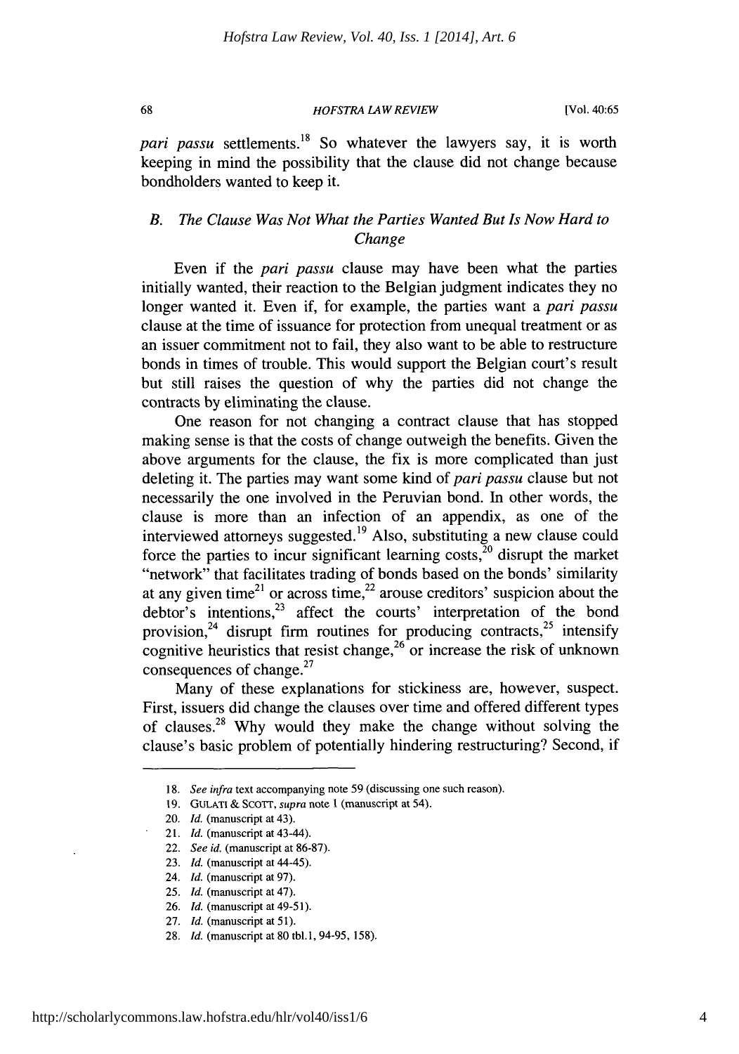*pari passu* settlements.[18] So whatever the lawyers say, it is worth keeping in mind the possibility that the clause did not change because bondholders wanted to keep it.

### *B. The Clause Was Not What the Parties Wanted But Is Now Hard to Change*

Even if the *pari passu* clause may have been what the parties initially wanted, their reaction to the Belgian judgment indicates they no longer wanted it. Even if, for example, the parties want a *pari passu* clause at the time of issuance for protection from unequal treatment or as an issuer commitment not to fail, they also want to be able to restructure bonds in times of trouble. This would support the Belgian court's result but still raises the question of why the parties did not change the contracts by eliminating the clause.

One reason for not changing a contract clause that has stopped making sense is that the costs of change outweigh the benefits. Given the above arguments for the clause, the fix is more complicated than just deleting it. The parties may want some kind of *pari passu* clause but not necessarily the one involved in the Peruvian bond. In other words, the clause is more than an infection of an appendix, as one of the interviewed attorneys suggested.[19] Also, substituting a new clause could force the parties to incur significant learning costs,[20] disrupt the market "network" that facilitates trading of bonds based on the bonds' similarity at any given time[21] or across time,[22] arouse creditors' suspicion about the debtor's intentions,[23] affect the courts' interpretation of the bond provision,[24] disrupt firm routines for producing contracts,[25] intensify cognitive heuristics that resist change,[26] or increase the risk of unknown consequences of change.[27]

Many of these explanations for stickiness are, however, suspect. First, issuers did change the clauses over time and offered different types of clauses.[28] Why would they make the change without solving the clause's basic problem of potentially hindering restructuring? Second, if

---

18. *See infra* text accompanying note 59 (discussing one such reason).
19. GULATI & SCOTT, *supra* note 1 (manuscript at 54).
20. *Id.* (manuscript at 43).
21. *Id.* (manuscript at 43-44).
22. *See id.* (manuscript at 86-87).
23. *Id.* (manuscript at 44-45).
24. *Id.* (manuscript at 97).
25. *Id.* (manuscript at 47).
26. *Id.* (manuscript at 49-51).
27. *Id.* (manuscript at 51).
28. *Id.* (manuscript at 80 tbl.1, 94-95, 158).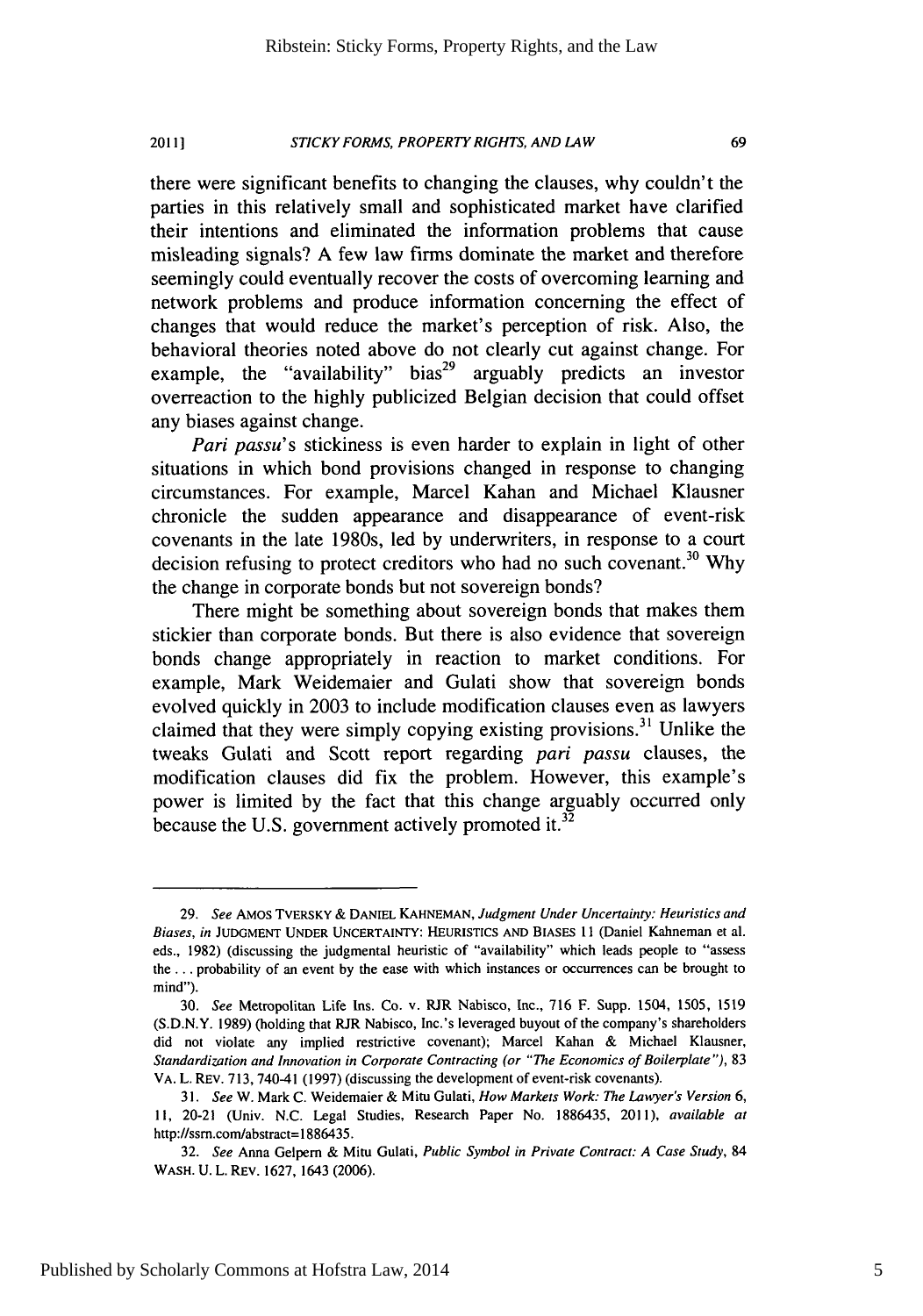there were significant benefits to changing the clauses, why couldn't the parties in this relatively small and sophisticated market have clarified their intentions and eliminated the information problems that cause misleading signals? A few law firms dominate the market and therefore seemingly could eventually recover the costs of overcoming learning and network problems and produce information concerning the effect of changes that would reduce the market's perception of risk. Also, the behavioral theories noted above do not clearly cut against change. For example, the "availability" bias[29] arguably predicts an investor overreaction to the highly publicized Belgian decision that could offset any biases against change.

*Pari passu*'s stickiness is even harder to explain in light of other situations in which bond provisions changed in response to changing circumstances. For example, Marcel Kahan and Michael Klausner chronicle the sudden appearance and disappearance of event-risk covenants in the late 1980s, led by underwriters, in response to a court decision refusing to protect creditors who had no such covenant.[30] Why the change in corporate bonds but not sovereign bonds?

There might be something about sovereign bonds that makes them stickier than corporate bonds. But there is also evidence that sovereign bonds change appropriately in reaction to market conditions. For example, Mark Weidemaier and Gulati show that sovereign bonds evolved quickly in 2003 to include modification clauses even as lawyers claimed that they were simply copying existing provisions.[31] Unlike the tweaks Gulati and Scott report regarding *pari passu* clauses, the modification clauses did fix the problem. However, this example's power is limited by the fact that this change arguably occurred only because the U.S. government actively promoted it.[32]

---

29. *See* AMOS TVERSKY & DANIEL KAHNEMAN, *Judgment Under Uncertainty: Heuristics and Biases*, *in* JUDGMENT UNDER UNCERTAINTY: HEURISTICS AND BIASES 11 (Daniel Kahneman et al. eds., 1982) (discussing the judgmental heuristic of "availability" which leads people to "assess the . . . probability of an event by the ease with which instances or occurrences can be brought to mind").

30. *See* Metropolitan Life Ins. Co. v. RJR Nabisco, Inc., 716 F. Supp. 1504, 1505, 1519 (S.D.N.Y. 1989) (holding that RJR Nabisco, Inc.'s leveraged buyout of the company's shareholders did not violate any implied restrictive covenant); Marcel Kahan & Michael Klausner, *Standardization and Innovation in Corporate Contracting (or "The Economics of Boilerplate")*, 83 VA. L. REV. 713, 740-41 (1997) (discussing the development of event-risk covenants).

31. *See* W. Mark C. Weidemaier & Mitu Gulati, *How Markets Work: The Lawyer's Version* 6, 11, 20-21 (Univ. N.C. Legal Studies, Research Paper No. 1886435, 2011), *available at* http://ssrn.com/abstract=1886435.

32. *See* Anna Gelpern & Mitu Gulati, *Public Symbol in Private Contract: A Case Study*, 84 WASH. U. L. REV. 1627, 1643 (2006).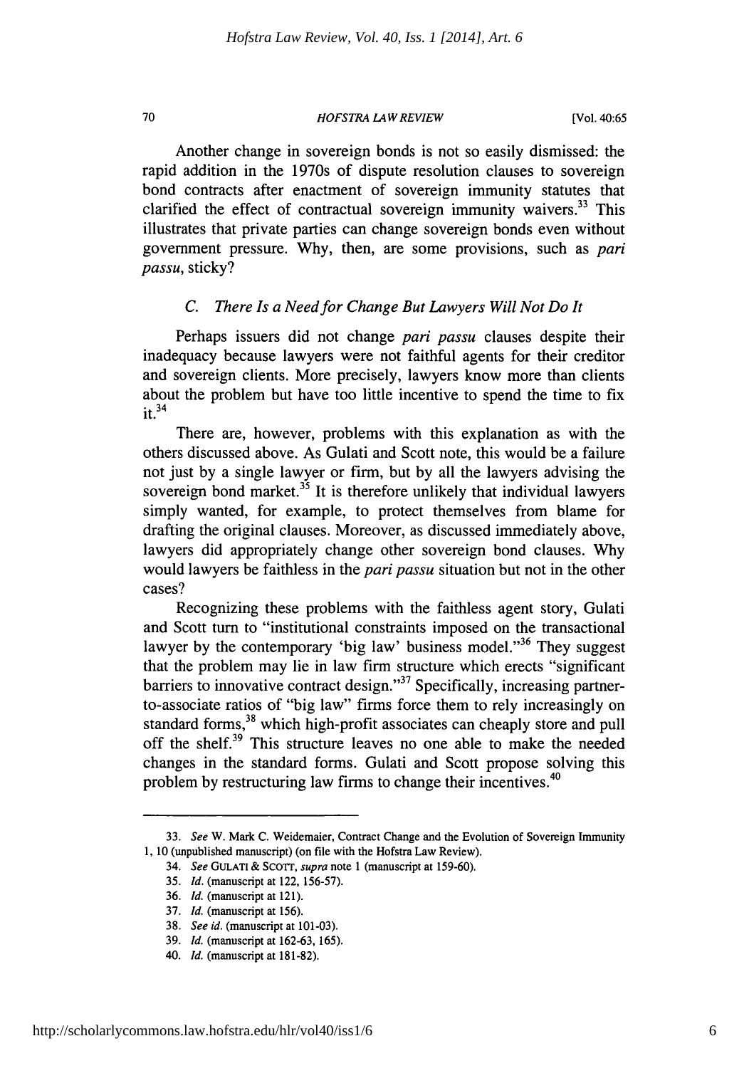Another change in sovereign bonds is not so easily dismissed: the rapid addition in the 1970s of dispute resolution clauses to sovereign bond contracts after enactment of sovereign immunity statutes that clarified the effect of contractual sovereign immunity waivers.[33] This illustrates that private parties can change sovereign bonds even without government pressure. Why, then, are some provisions, such as *pari passu*, sticky?

### C. *There Is a Need for Change But Lawyers Will Not Do It*

Perhaps issuers did not change *pari passu* clauses despite their inadequacy because lawyers were not faithful agents for their creditor and sovereign clients. More precisely, lawyers know more than clients about the problem but have too little incentive to spend the time to fix it.[34]

There are, however, problems with this explanation as with the others discussed above. As Gulati and Scott note, this would be a failure not just by a single lawyer or firm, but by all the lawyers advising the sovereign bond market.[35] It is therefore unlikely that individual lawyers simply wanted, for example, to protect themselves from blame for drafting the original clauses. Moreover, as discussed immediately above, lawyers did appropriately change other sovereign bond clauses. Why would lawyers be faithless in the *pari passu* situation but not in the other cases?

Recognizing these problems with the faithless agent story, Gulati and Scott turn to "institutional constraints imposed on the transactional lawyer by the contemporary 'big law' business model."[36] They suggest that the problem may lie in law firm structure which erects "significant barriers to innovative contract design."[37] Specifically, increasing partner-to-associate ratios of "big law" firms force them to rely increasingly on standard forms,[38] which high-profit associates can cheaply store and pull off the shelf.[39] This structure leaves no one able to make the needed changes in the standard forms. Gulati and Scott propose solving this problem by restructuring law firms to change their incentives.[40]

---

33. *See* W. Mark C. Weidemaier, Contract Change and the Evolution of Sovereign Immunity 1, 10 (unpublished manuscript) (on file with the Hofstra Law Review).

34. *See* GULATI & SCOTT, *supra* note 1 (manuscript at 159-60).

35. *Id.* (manuscript at 122, 156-57).

36. *Id.* (manuscript at 121).

37. *Id.* (manuscript at 156).

38. *See id.* (manuscript at 101-03).

39. *Id.* (manuscript at 162-63, 165).

40. *Id.* (manuscript at 181-82).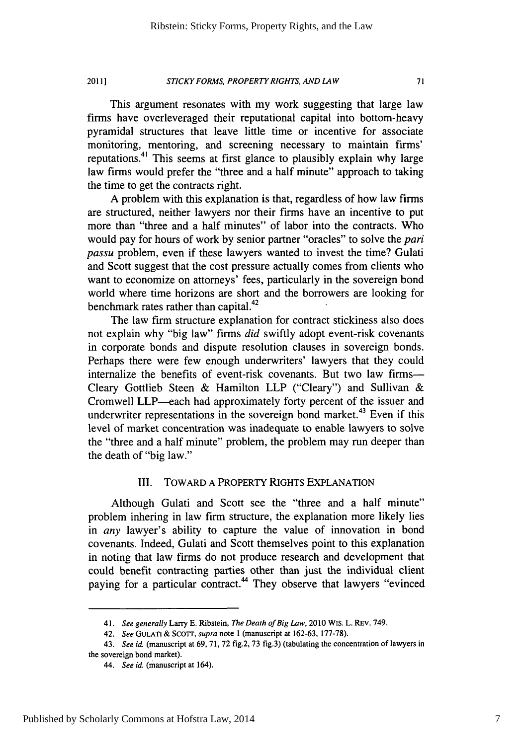This argument resonates with my work suggesting that large law firms have overleveraged their reputational capital into bottom-heavy pyramidal structures that leave little time or incentive for associate monitoring, mentoring, and screening necessary to maintain firms' reputations.[41] This seems at first glance to plausibly explain why large law firms would prefer the "three and a half minute" approach to taking the time to get the contracts right.

A problem with this explanation is that, regardless of how law firms are structured, neither lawyers nor their firms have an incentive to put more than "three and a half minutes" of labor into the contracts. Who would pay for hours of work by senior partner "oracles" to solve the *pari passu* problem, even if these lawyers wanted to invest the time? Gulati and Scott suggest that the cost pressure actually comes from clients who want to economize on attorneys' fees, particularly in the sovereign bond world where time horizons are short and the borrowers are looking for benchmark rates rather than capital.[42]

The law firm structure explanation for contract stickiness also does not explain why "big law" firms *did* swiftly adopt event-risk covenants in corporate bonds and dispute resolution clauses in sovereign bonds. Perhaps there were few enough underwriters' lawyers that they could internalize the benefits of event-risk covenants. But two law firms—Cleary Gottlieb Steen & Hamilton LLP ("Cleary") and Sullivan & Cromwell LLP—each had approximately forty percent of the issuer and underwriter representations in the sovereign bond market.[43] Even if this level of market concentration was inadequate to enable lawyers to solve the "three and a half minute" problem, the problem may run deeper than the death of "big law."

## III. TOWARD A PROPERTY RIGHTS EXPLANATION

Although Gulati and Scott see the "three and a half minute" problem inhering in law firm structure, the explanation more likely lies in *any* lawyer's ability to capture the value of innovation in bond covenants. Indeed, Gulati and Scott themselves point to this explanation in noting that law firms do not produce research and development that could benefit contracting parties other than just the individual client paying for a particular contract.[44] They observe that lawyers "evinced

---

41. *See generally* Larry E. Ribstein, *The Death of Big Law*, 2010 WIS. L. REV. 749.

42. *See* GULATI & SCOTT, *supra* note 1 (manuscript at 162-63, 177-78).

43. *See id.* (manuscript at 69, 71, 72 fig.2, 73 fig.3) (tabulating the concentration of lawyers in the sovereign bond market).

44. *See id.* (manuscript at 164).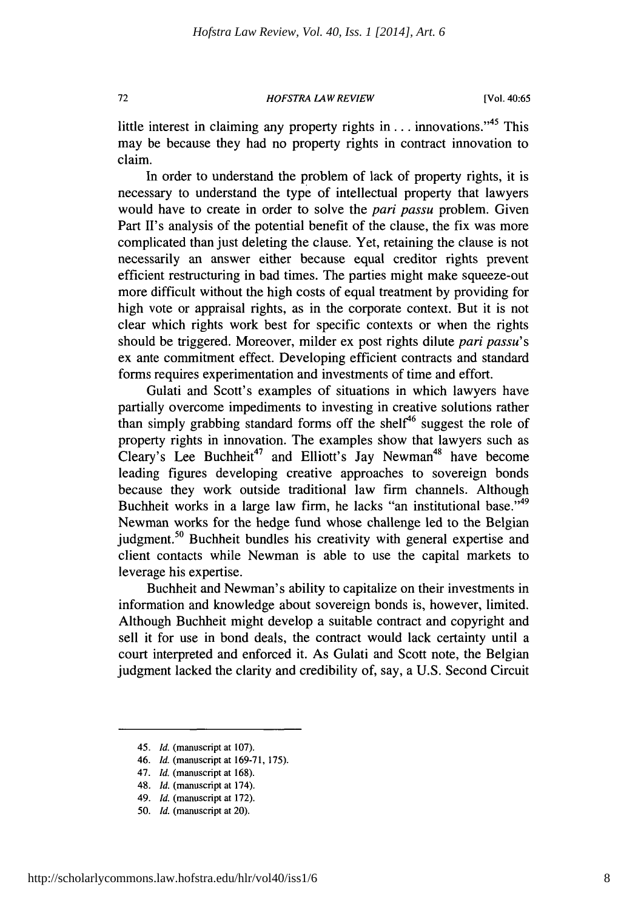little interest in claiming any property rights in . . . innovations."[45] This may be because they had no property rights in contract innovation to claim.

In order to understand the problem of lack of property rights, it is necessary to understand the type of intellectual property that lawyers would have to create in order to solve the *pari passu* problem. Given Part II's analysis of the potential benefit of the clause, the fix was more complicated than just deleting the clause. Yet, retaining the clause is not necessarily an answer either because equal creditor rights prevent efficient restructuring in bad times. The parties might make squeeze-out more difficult without the high costs of equal treatment by providing for high vote or appraisal rights, as in the corporate context. But it is not clear which rights work best for specific contexts or when the rights should be triggered. Moreover, milder ex post rights dilute *pari passu*'s ex ante commitment effect. Developing efficient contracts and standard forms requires experimentation and investments of time and effort.

Gulati and Scott's examples of situations in which lawyers have partially overcome impediments to investing in creative solutions rather than simply grabbing standard forms off the shelf[46] suggest the role of property rights in innovation. The examples show that lawyers such as Cleary's Lee Buchheit[47] and Elliott's Jay Newman[48] have become leading figures developing creative approaches to sovereign bonds because they work outside traditional law firm channels. Although Buchheit works in a large law firm, he lacks "an institutional base."[49] Newman works for the hedge fund whose challenge led to the Belgian judgment.[50] Buchheit bundles his creativity with general expertise and client contacts while Newman is able to use the capital markets to leverage his expertise.

Buchheit and Newman's ability to capitalize on their investments in information and knowledge about sovereign bonds is, however, limited. Although Buchheit might develop a suitable contract and copyright and sell it for use in bond deals, the contract would lack certainty until a court interpreted and enforced it. As Gulati and Scott note, the Belgian judgment lacked the clarity and credibility of, say, a U.S. Second Circuit

---

45. *Id.* (manuscript at 107).
46. *Id.* (manuscript at 169-71, 175).
47. *Id.* (manuscript at 168).
48. *Id.* (manuscript at 174).
49. *Id.* (manuscript at 172).
50. *Id.* (manuscript at 20).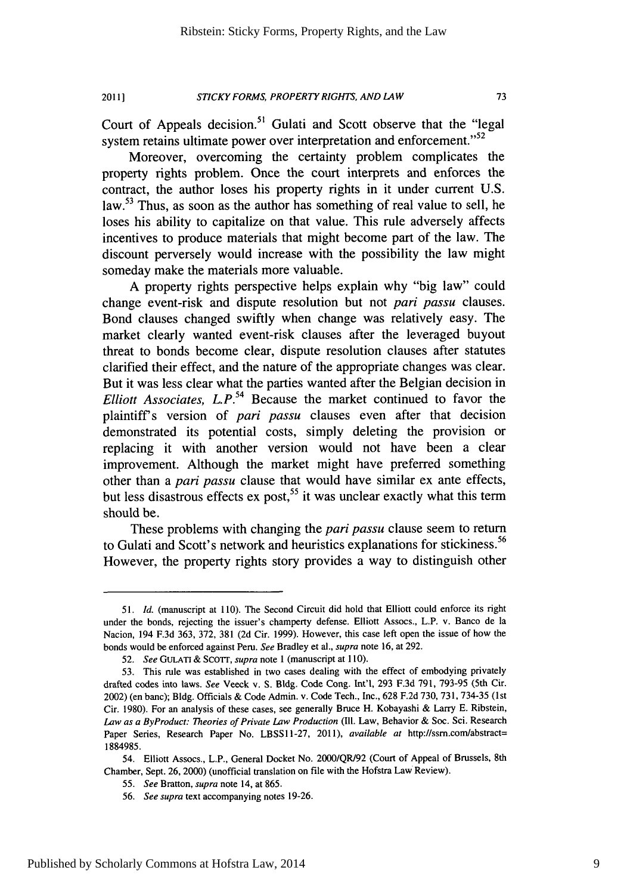Court of Appeals decision.[51] Gulati and Scott observe that the "legal system retains ultimate power over interpretation and enforcement."[52]

Moreover, overcoming the certainty problem complicates the property rights problem. Once the court interprets and enforces the contract, the author loses his property rights in it under current U.S. law.[53] Thus, as soon as the author has something of real value to sell, he loses his ability to capitalize on that value. This rule adversely affects incentives to produce materials that might become part of the law. The discount perversely would increase with the possibility the law might someday make the materials more valuable.

A property rights perspective helps explain why "big law" could change event-risk and dispute resolution but not *pari passu* clauses. Bond clauses changed swiftly when change was relatively easy. The market clearly wanted event-risk clauses after the leveraged buyout threat to bonds become clear, dispute resolution clauses after statutes clarified their effect, and the nature of the appropriate changes was clear. But it was less clear what the parties wanted after the Belgian decision in *Elliott Associates, L.P.*[54] Because the market continued to favor the plaintiff's version of *pari passu* clauses even after that decision demonstrated its potential costs, simply deleting the provision or replacing it with another version would not have been a clear improvement. Although the market might have preferred something other than a *pari passu* clause that would have similar ex ante effects, but less disastrous effects ex post,[55] it was unclear exactly what this term should be.

These problems with changing the *pari passu* clause seem to return to Gulati and Scott's network and heuristics explanations for stickiness.[56] However, the property rights story provides a way to distinguish other

---

51. *Id.* (manuscript at 110). The Second Circuit did hold that Elliott could enforce its right under the bonds, rejecting the issuer's champerty defense. Elliott Assocs., L.P. v. Banco de la Nacion, 194 F.3d 363, 372, 381 (2d Cir. 1999). However, this case left open the issue of how the bonds would be enforced against Peru. *See* Bradley et al., *supra* note 16, at 292.

52. *See* GULATI & SCOTT, *supra* note 1 (manuscript at 110).

53. This rule was established in two cases dealing with the effect of embodying privately drafted codes into laws. *See* Veeck v. S. Bldg. Code Cong. Int'l, 293 F.3d 791, 793-95 (5th Cir. 2002) (en banc); Bldg. Officials & Code Admin. v. Code Tech., Inc., 628 F.2d 730, 731, 734-35 (1st Cir. 1980). For an analysis of these cases, see generally Bruce H. Kobayashi & Larry E. Ribstein, *Law as a ByProduct: Theories of Private Law Production* (Ill. Law, Behavior & Soc. Sci. Research Paper Series, Research Paper No. LBSS11-27, 2011), *available at* http://ssrn.com/abstract=1884985.

54. Elliott Assocs., L.P., General Docket No. 2000/QR/92 (Court of Appeal of Brussels, 8th Chamber, Sept. 26, 2000) (unofficial translation on file with the Hofstra Law Review).

55. *See* Bratton, *supra* note 14, at 865.

56. *See supra* text accompanying notes 19-26.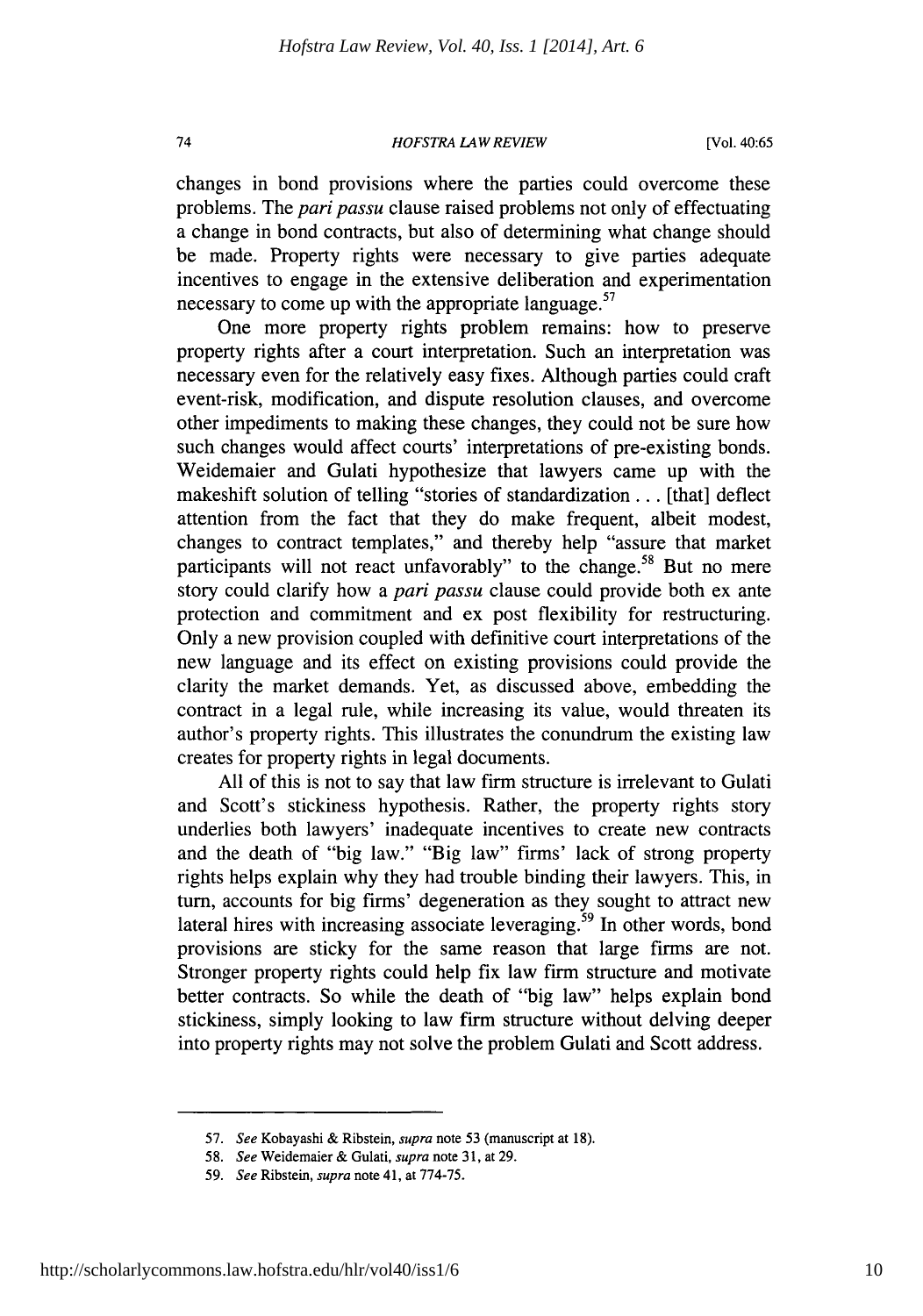changes in bond provisions where the parties could overcome these problems. The *pari passu* clause raised problems not only of effectuating a change in bond contracts, but also of determining what change should be made. Property rights were necessary to give parties adequate incentives to engage in the extensive deliberation and experimentation necessary to come up with the appropriate language.[57]

One more property rights problem remains: how to preserve property rights after a court interpretation. Such an interpretation was necessary even for the relatively easy fixes. Although parties could craft event-risk, modification, and dispute resolution clauses, and overcome other impediments to making these changes, they could not be sure how such changes would affect courts' interpretations of pre-existing bonds. Weidemaier and Gulati hypothesize that lawyers came up with the makeshift solution of telling "stories of standardization . . . [that] deflect attention from the fact that they do make frequent, albeit modest, changes to contract templates," and thereby help "assure that market participants will not react unfavorably" to the change.[58] But no mere story could clarify how a *pari passu* clause could provide both ex ante protection and commitment and ex post flexibility for restructuring. Only a new provision coupled with definitive court interpretations of the new language and its effect on existing provisions could provide the clarity the market demands. Yet, as discussed above, embedding the contract in a legal rule, while increasing its value, would threaten its author's property rights. This illustrates the conundrum the existing law creates for property rights in legal documents.

All of this is not to say that law firm structure is irrelevant to Gulati and Scott's stickiness hypothesis. Rather, the property rights story underlies both lawyers' inadequate incentives to create new contracts and the death of "big law." "Big law" firms' lack of strong property rights helps explain why they had trouble binding their lawyers. This, in turn, accounts for big firms' degeneration as they sought to attract new lateral hires with increasing associate leveraging.[59] In other words, bond provisions are sticky for the same reason that large firms are not. Stronger property rights could help fix law firm structure and motivate better contracts. So while the death of "big law" helps explain bond stickiness, simply looking to law firm structure without delving deeper into property rights may not solve the problem Gulati and Scott address.

---

57. *See* Kobayashi & Ribstein, *supra* note 53 (manuscript at 18).

58. *See* Weidemaier & Gulati, *supra* note 31, at 29.

59. *See* Ribstein, *supra* note 41, at 774-75.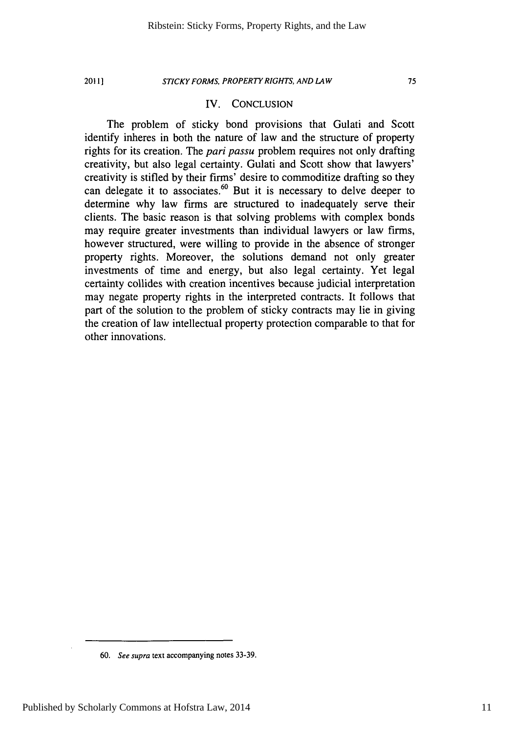## IV. CONCLUSION

The problem of sticky bond provisions that Gulati and Scott identify inheres in both the nature of law and the structure of property rights for its creation. The *pari passu* problem requires not only drafting creativity, but also legal certainty. Gulati and Scott show that lawyers' creativity is stifled by their firms' desire to commoditize drafting so they can delegate it to associates.[60] But it is necessary to delve deeper to determine why law firms are structured to inadequately serve their clients. The basic reason is that solving problems with complex bonds may require greater investments than individual lawyers or law firms, however structured, were willing to provide in the absence of stronger property rights. Moreover, the solutions demand not only greater investments of time and energy, but also legal certainty. Yet legal certainty collides with creation incentives because judicial interpretation may negate property rights in the interpreted contracts. It follows that part of the solution to the problem of sticky contracts may lie in giving the creation of law intellectual property protection comparable to that for other innovations.

---

60. *See supra* text accompanying notes 33-39.